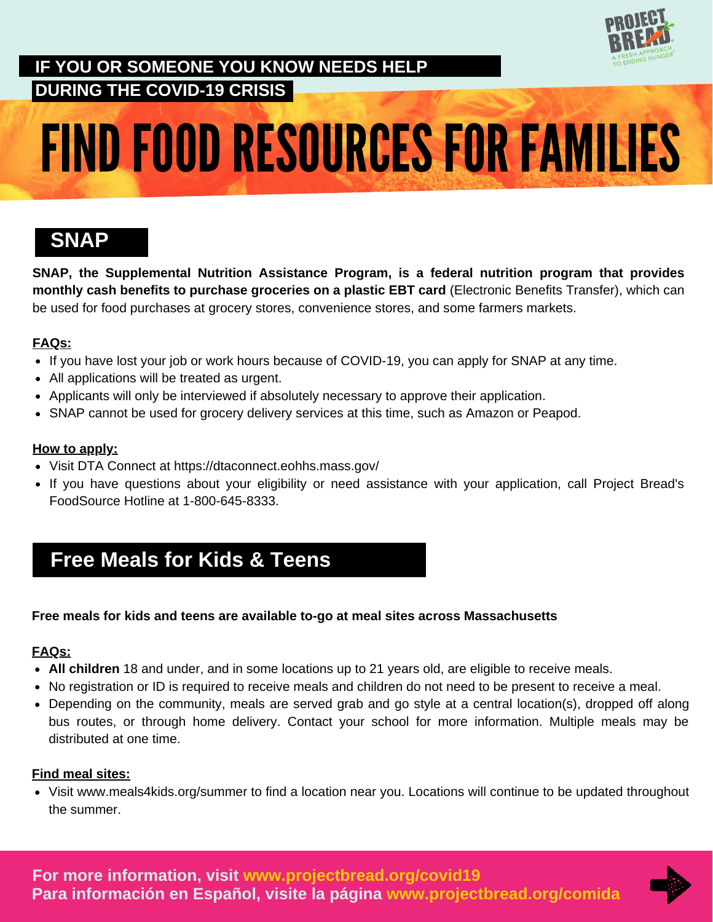**IF YOU OR SOMEONE YOU KNOW NEEDS HELP DURING THE COVID-19 CRISIS**

# FIND FOOD RESOURCES FOR FAMILIES

## SNAP

**SNAP, the Supplemental Nutrition Assistance Program, is a federal nutrition program that provides monthly cash benefits to purchase groceries on a plastic EBT card** (Electronic Benefits Transfer), which can be used for food purchases at grocery stores, convenience stores, and some farmers markets.

**FAQs:**

- If you have lost your job or work hours because of COVID-19, you can apply for SNAP at any time.
- All applications will be treated as urgent.
- Applicants will only be interviewed if absolutely necessary to approve their application.
- SNAP cannot be used for grocery delivery services at this time, such as Amazon or Peapod.

**How to apply:**

- Visit DTA Connect at https://dtaconnect.eohhs.mass.gov/
- If you have questions about your eligibility or need assistance with your application, call Project Bread's FoodSource Hotline at 1-800-645-8333.

## Free Meals for Kids & Teens

**Free meals for kids and teens are available to-go at meal sites across Massachusetts**

**FAQs:**

- **All children** 18 and under, and in some locations up to 21 years old, are eligible to receive meals.
- No registration or ID is required to receive meals and children do not need to be present to receive a meal.
- Depending on the community, meals are served grab and go style at a central location(s), dropped off along bus routes, or through home delivery. Contact your school for more information. Multiple meals may be distributed at one time.

**Find meal sites:**

- Visit www.meals4kids.org/summer to find a location near you. Locations will continue to be updated throughout the summer.

**For more information, visit www.projectbread.org/covid19**
**Para información en Español, visite la página www.projectbread.org/comida**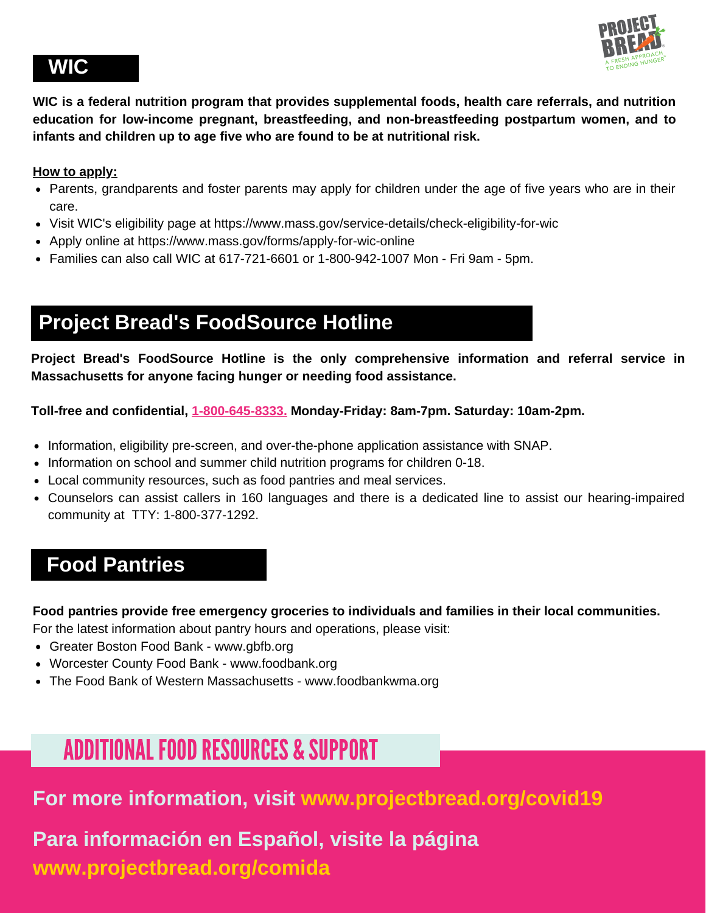## WIC

**WIC is a federal nutrition program that provides supplemental foods, health care referrals, and nutrition education for low-income pregnant, breastfeeding, and non-breastfeeding postpartum women, and to infants and children up to age five who are found to be at nutritional risk.**

**How to apply:**

- Parents, grandparents and foster parents may apply for children under the age of five years who are in their care.
- Visit WIC's eligibility page at https://www.mass.gov/service-details/check-eligibility-for-wic
- Apply online at https://www.mass.gov/forms/apply-for-wic-online
- Families can also call WIC at 617-721-6601 or 1-800-942-1007 Mon - Fri 9am - 5pm.

## Project Bread's FoodSource Hotline

**Project Bread's FoodSource Hotline is the only comprehensive information and referral service in Massachusetts for anyone facing hunger or needing food assistance.**

**Toll-free and confidential, 1-800-645-8333. Monday-Friday: 8am-7pm. Saturday: 10am-2pm.**

- Information, eligibility pre-screen, and over-the-phone application assistance with SNAP.
- Information on school and summer child nutrition programs for children 0-18.
- Local community resources, such as food pantries and meal services.
- Counselors can assist callers in 160 languages and there is a dedicated line to assist our hearing-impaired community at TTY: 1-800-377-1292.

## Food Pantries

**Food pantries provide free emergency groceries to individuals and families in their local communities.**
For the latest information about pantry hours and operations, please visit:

- Greater Boston Food Bank - www.gbfb.org
- Worcester County Food Bank - www.foodbank.org
- The Food Bank of Western Massachusetts - www.foodbankwma.org

## ADDITIONAL FOOD RESOURCES & SUPPORT

**For more information, visit www.projectbread.org/covid19**

**Para información en Español, visite la página www.projectbread.org/comida**